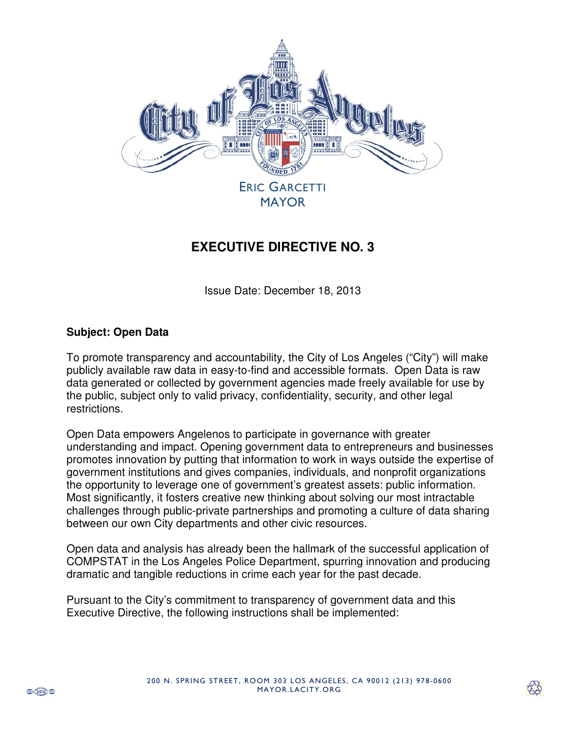ERIC GARCETTI
MAYOR

# EXECUTIVE DIRECTIVE NO. 3

Issue Date: December 18, 2013

**Subject: Open Data**

To promote transparency and accountability, the City of Los Angeles ("City") will make publicly available raw data in easy-to-find and accessible formats. Open Data is raw data generated or collected by government agencies made freely available for use by the public, subject only to valid privacy, confidentiality, security, and other legal restrictions.

Open Data empowers Angelenos to participate in governance with greater understanding and impact. Opening government data to entrepreneurs and businesses promotes innovation by putting that information to work in ways outside the expertise of government institutions and gives companies, individuals, and nonprofit organizations the opportunity to leverage one of government's greatest assets: public information. Most significantly, it fosters creative new thinking about solving our most intractable challenges through public-private partnerships and promoting a culture of data sharing between our own City departments and other civic resources.

Open data and analysis has already been the hallmark of the successful application of COMPSTAT in the Los Angeles Police Department, spurring innovation and producing dramatic and tangible reductions in crime each year for the past decade.

Pursuant to the City's commitment to transparency of government data and this Executive Directive, the following instructions shall be implemented:

200 N. SPRING STREET, ROOM 303 LOS ANGELES, CA 90012 (213) 978-0600
MAYOR.LACITY.ORG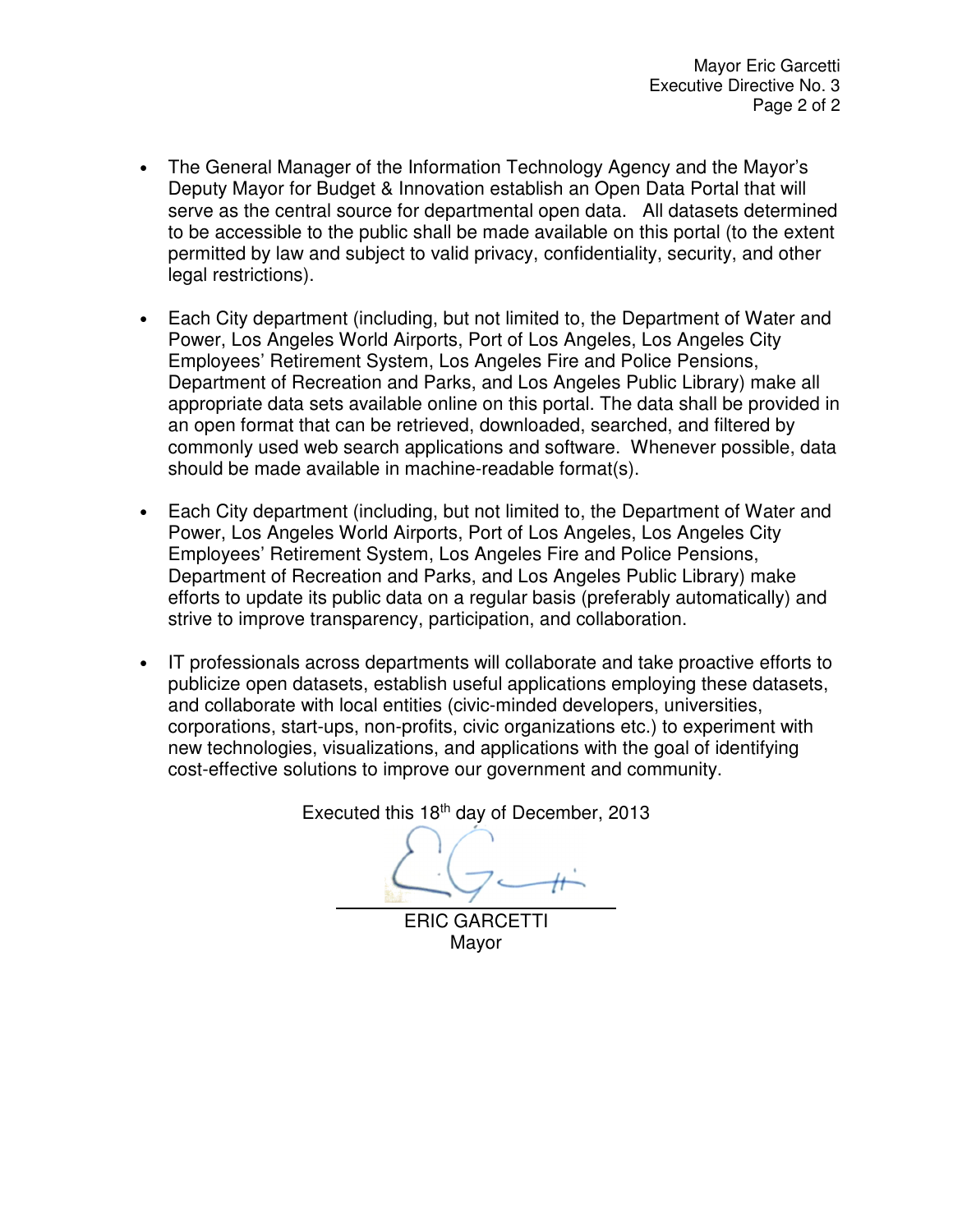- The General Manager of the Information Technology Agency and the Mayor's Deputy Mayor for Budget & Innovation establish an Open Data Portal that will serve as the central source for departmental open data. All datasets determined to be accessible to the public shall be made available on this portal (to the extent permitted by law and subject to valid privacy, confidentiality, security, and other legal restrictions).

- Each City department (including, but not limited to, the Department of Water and Power, Los Angeles World Airports, Port of Los Angeles, Los Angeles City Employees' Retirement System, Los Angeles Fire and Police Pensions, Department of Recreation and Parks, and Los Angeles Public Library) make all appropriate data sets available online on this portal. The data shall be provided in an open format that can be retrieved, downloaded, searched, and filtered by commonly used web search applications and software. Whenever possible, data should be made available in machine-readable format(s).

- Each City department (including, but not limited to, the Department of Water and Power, Los Angeles World Airports, Port of Los Angeles, Los Angeles City Employees' Retirement System, Los Angeles Fire and Police Pensions, Department of Recreation and Parks, and Los Angeles Public Library) make efforts to update its public data on a regular basis (preferably automatically) and strive to improve transparency, participation, and collaboration.

- IT professionals across departments will collaborate and take proactive efforts to publicize open datasets, establish useful applications employing these datasets, and collaborate with local entities (civic-minded developers, universities, corporations, start-ups, non-profits, civic organizations etc.) to experiment with new technologies, visualizations, and applications with the goal of identifying cost-effective solutions to improve our government and community.

Executed this 18th day of December, 2013

ERIC GARCETTI
Mayor